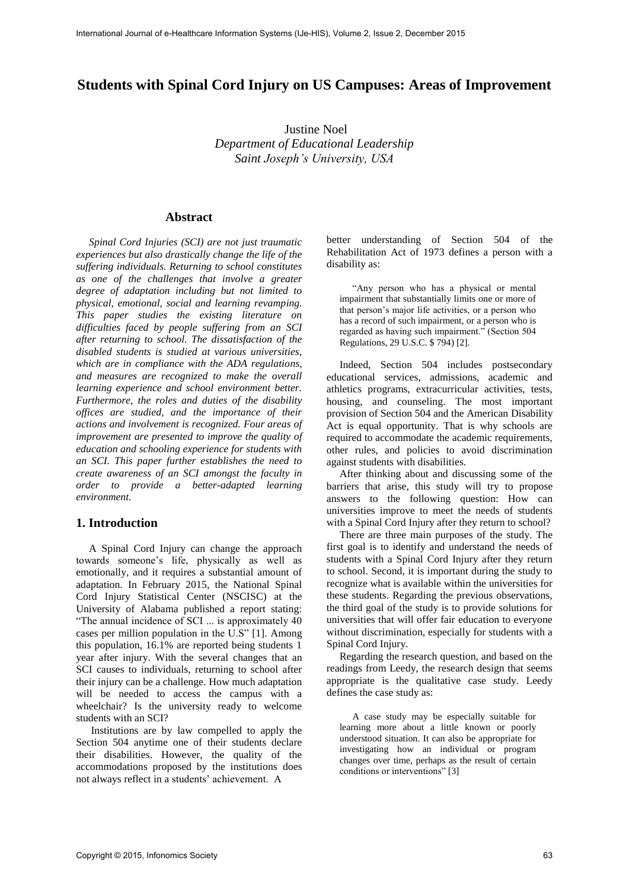# Students with Spinal Cord Injury on US Campuses: Areas of Improvement

Justine Noel
*Department of Educational Leadership*
*Saint Joseph's University, USA*

## Abstract

*Spinal Cord Injuries (SCI) are not just traumatic experiences but also drastically change the life of the suffering individuals. Returning to school constitutes as one of the challenges that involve a greater degree of adaptation including but not limited to physical, emotional, social and learning revamping. This paper studies the existing literature on difficulties faced by people suffering from an SCI after returning to school. The dissatisfaction of the disabled students is studied at various universities, which are in compliance with the ADA regulations, and measures are recognized to make the overall learning experience and school environment better. Furthermore, the roles and duties of the disability offices are studied, and the importance of their actions and involvement is recognized. Four areas of improvement are presented to improve the quality of education and schooling experience for students with an SCI. This paper further establishes the need to create awareness of an SCI amongst the faculty in order to provide a better-adapted learning environment.*

## 1. Introduction

A Spinal Cord Injury can change the approach towards someone's life, physically as well as emotionally, and it requires a substantial amount of adaptation. In February 2015, the National Spinal Cord Injury Statistical Center (NSCISC) at the University of Alabama published a report stating: "The annual incidence of SCI ... is approximately 40 cases per million population in the U.S" [1]. Among this population, 16.1% are reported being students 1 year after injury. With the several changes that an SCI causes to individuals, returning to school after their injury can be a challenge. How much adaptation will be needed to access the campus with a wheelchair? Is the university ready to welcome students with an SCI?

Institutions are by law compelled to apply the Section 504 anytime one of their students declare their disabilities. However, the quality of the accommodations proposed by the institutions does not always reflect in a students' achievement. A better understanding of Section 504 of the Rehabilitation Act of 1973 defines a person with a disability as:

> "Any person who has a physical or mental impairment that substantially limits one or more of that person's major life activities, or a person who has a record of such impairment, or a person who is regarded as having such impairment." (Section 504 Regulations, 29 U.S.C. $ 794) [2].

Indeed, Section 504 includes postsecondary educational services, admissions, academic and athletics programs, extracurricular activities, tests, housing, and counseling. The most important provision of Section 504 and the American Disability Act is equal opportunity. That is why schools are required to accommodate the academic requirements, other rules, and policies to avoid discrimination against students with disabilities.

After thinking about and discussing some of the barriers that arise, this study will try to propose answers to the following question: How can universities improve to meet the needs of students with a Spinal Cord Injury after they return to school?

There are three main purposes of the study. The first goal is to identify and understand the needs of students with a Spinal Cord Injury after they return to school. Second, it is important during the study to recognize what is available within the universities for these students. Regarding the previous observations, the third goal of the study is to provide solutions for universities that will offer fair education to everyone without discrimination, especially for students with a Spinal Cord Injury.

Regarding the research question, and based on the readings from Leedy, the research design that seems appropriate is the qualitative case study. Leedy defines the case study as:

> A case study may be especially suitable for learning more about a little known or poorly understood situation. It can also be appropriate for investigating how an individual or program changes over time, perhaps as the result of certain conditions or interventions" [3]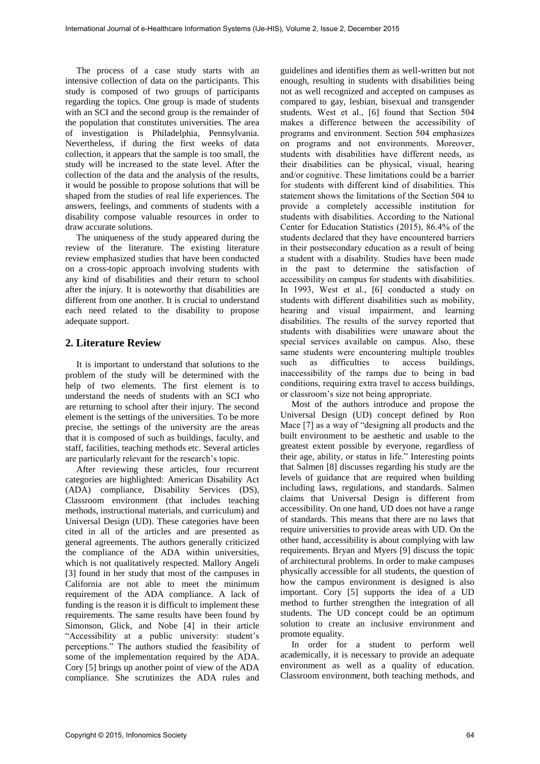The process of a case study starts with an intensive collection of data on the participants. This study is composed of two groups of participants regarding the topics. One group is made of students with an SCI and the second group is the remainder of the population that constitutes universities. The area of investigation is Philadelphia, Pennsylvania. Nevertheless, if during the first weeks of data collection, it appears that the sample is too small, the study will be increased to the state level. After the collection of the data and the analysis of the results, it would be possible to propose solutions that will be shaped from the studies of real life experiences. The answers, feelings, and comments of students with a disability compose valuable resources in order to draw accurate solutions.

The uniqueness of the study appeared during the review of the literature. The existing literature review emphasized studies that have been conducted on a cross-topic approach involving students with any kind of disabilities and their return to school after the injury. It is noteworthy that disabilities are different from one another. It is crucial to understand each need related to the disability to propose adequate support.

## 2. Literature Review

It is important to understand that solutions to the problem of the study will be determined with the help of two elements. The first element is to understand the needs of students with an SCI who are returning to school after their injury. The second element is the settings of the universities. To be more precise, the settings of the university are the areas that it is composed of such as buildings, faculty, and staff, facilities, teaching methods etc. Several articles are particularly relevant for the research's topic.

After reviewing these articles, four recurrent categories are highlighted: American Disability Act (ADA) compliance, Disability Services (DS), Classroom environment (that includes teaching methods, instructional materials, and curriculum) and Universal Design (UD). These categories have been cited in all of the articles and are presented as general agreements. The authors generally criticized the compliance of the ADA within universities, which is not qualitatively respected. Mallory Angeli [3] found in her study that most of the campuses in California are not able to meet the minimum requirement of the ADA compliance. A lack of funding is the reason it is difficult to implement these requirements. The same results have been found by Simonson, Glick, and Nobe [4] in their article "Accessibility at a public university: student's perceptions." The authors studied the feasibility of some of the implementation required by the ADA. Cory [5] brings up another point of view of the ADA compliance. She scrutinizes the ADA rules and guidelines and identifies them as well-written but not enough, resulting in students with disabilities being not as well recognized and accepted on campuses as compared to gay, lesbian, bisexual and transgender students. West et al., [6] found that Section 504 makes a difference between the accessibility of programs and environment. Section 504 emphasizes on programs and not environments. Moreover, students with disabilities have different needs, as their disabilities can be physical, visual, hearing and/or cognitive. These limitations could be a barrier for students with different kind of disabilities. This statement shows the limitations of the Section 504 to provide a completely accessible institution for students with disabilities. According to the National Center for Education Statistics (2015), 86.4% of the students declared that they have encountered barriers in their postsecondary education as a result of being a student with a disability. Studies have been made in the past to determine the satisfaction of accessibility on campus for students with disabilities. In 1993, West et al., [6] conducted a study on students with different disabilities such as mobility, hearing and visual impairment, and learning disabilities. The results of the survey reported that students with disabilities were unaware about the special services available on campus. Also, these same students were encountering multiple troubles such as difficulties to access buildings, inaccessibility of the ramps due to being in bad conditions, requiring extra travel to access buildings, or classroom's size not being appropriate.

Most of the authors introduce and propose the Universal Design (UD) concept defined by Ron Mace [7] as a way of "designing all products and the built environment to be aesthetic and usable to the greatest extent possible by everyone, regardless of their age, ability, or status in life." Interesting points that Salmen [8] discusses regarding his study are the levels of guidance that are required when building including laws, regulations, and standards. Salmen claims that Universal Design is different from accessibility. On one hand, UD does not have a range of standards. This means that there are no laws that require universities to provide areas with UD. On the other hand, accessibility is about complying with law requirements. Bryan and Myers [9] discuss the topic of architectural problems. In order to make campuses physically accessible for all students, the question of how the campus environment is designed is also important. Cory [5] supports the idea of a UD method to further strengthen the integration of all students. The UD concept could be an optimum solution to create an inclusive environment and promote equality.

In order for a student to perform well academically, it is necessary to provide an adequate environment as well as a quality of education. Classroom environment, both teaching methods, and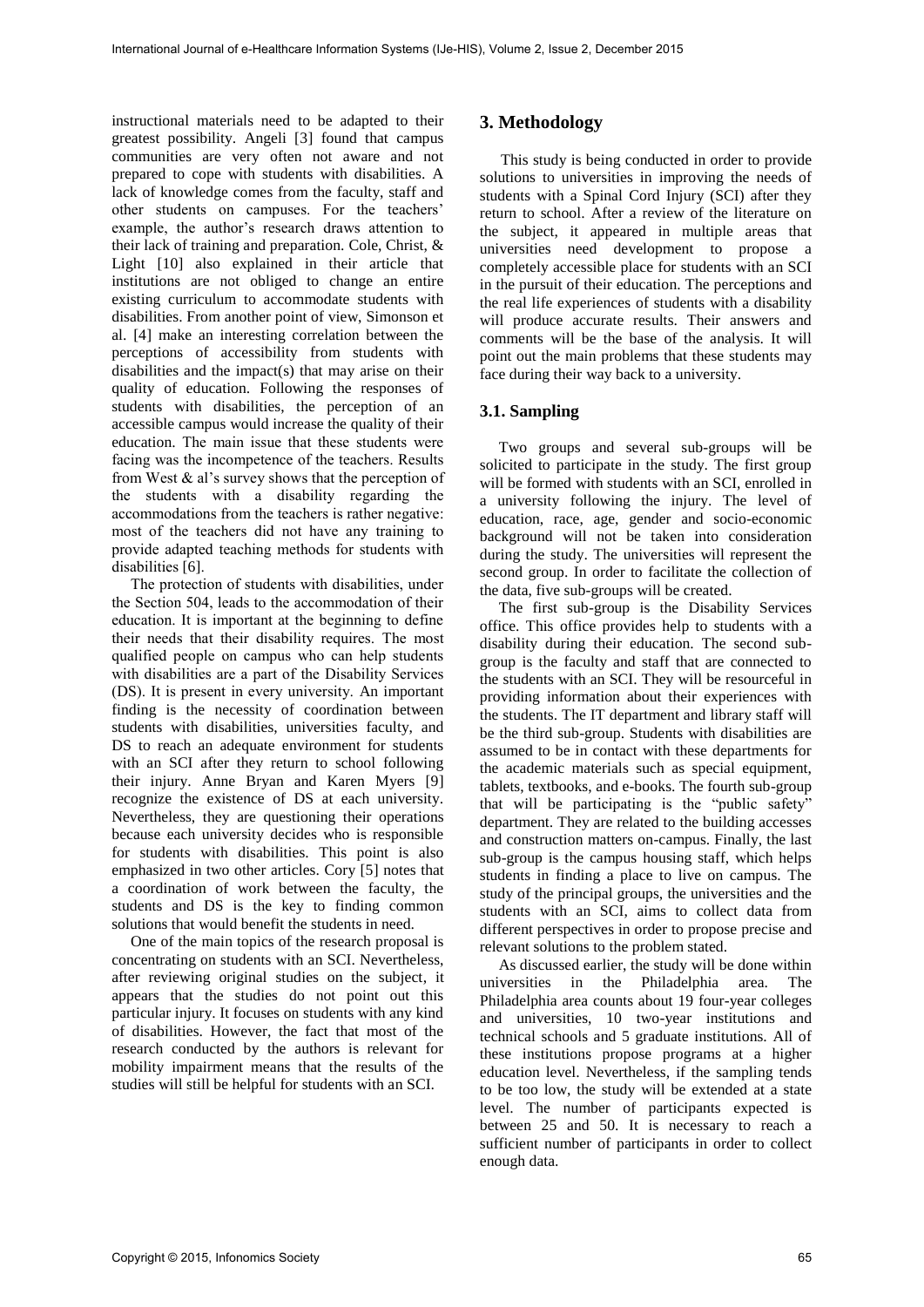instructional materials need to be adapted to their greatest possibility. Angeli [3] found that campus communities are very often not aware and not prepared to cope with students with disabilities. A lack of knowledge comes from the faculty, staff and other students on campuses. For the teachers' example, the author's research draws attention to their lack of training and preparation. Cole, Christ, & Light [10] also explained in their article that institutions are not obliged to change an entire existing curriculum to accommodate students with disabilities. From another point of view, Simonson et al. [4] make an interesting correlation between the perceptions of accessibility from students with disabilities and the impact(s) that may arise on their quality of education. Following the responses of students with disabilities, the perception of an accessible campus would increase the quality of their education. The main issue that these students were facing was the incompetence of the teachers. Results from West & al's survey shows that the perception of the students with a disability regarding the accommodations from the teachers is rather negative: most of the teachers did not have any training to provide adapted teaching methods for students with disabilities [6].

The protection of students with disabilities, under the Section 504, leads to the accommodation of their education. It is important at the beginning to define their needs that their disability requires. The most qualified people on campus who can help students with disabilities are a part of the Disability Services (DS). It is present in every university. An important finding is the necessity of coordination between students with disabilities, universities faculty, and DS to reach an adequate environment for students with an SCI after they return to school following their injury. Anne Bryan and Karen Myers [9] recognize the existence of DS at each university. Nevertheless, they are questioning their operations because each university decides who is responsible for students with disabilities. This point is also emphasized in two other articles. Cory [5] notes that a coordination of work between the faculty, the students and DS is the key to finding common solutions that would benefit the students in need.

One of the main topics of the research proposal is concentrating on students with an SCI. Nevertheless, after reviewing original studies on the subject, it appears that the studies do not point out this particular injury. It focuses on students with any kind of disabilities. However, the fact that most of the research conducted by the authors is relevant for mobility impairment means that the results of the studies will still be helpful for students with an SCI.

## 3. Methodology

This study is being conducted in order to provide solutions to universities in improving the needs of students with a Spinal Cord Injury (SCI) after they return to school. After a review of the literature on the subject, it appeared in multiple areas that universities need development to propose a completely accessible place for students with an SCI in the pursuit of their education. The perceptions and the real life experiences of students with a disability will produce accurate results. Their answers and comments will be the base of the analysis. It will point out the main problems that these students may face during their way back to a university.

### 3.1. Sampling

Two groups and several sub-groups will be solicited to participate in the study. The first group will be formed with students with an SCI, enrolled in a university following the injury. The level of education, race, age, gender and socio-economic background will not be taken into consideration during the study. The universities will represent the second group. In order to facilitate the collection of the data, five sub-groups will be created.

The first sub-group is the Disability Services office. This office provides help to students with a disability during their education. The second sub-group is the faculty and staff that are connected to the students with an SCI. They will be resourceful in providing information about their experiences with the students. The IT department and library staff will be the third sub-group. Students with disabilities are assumed to be in contact with these departments for the academic materials such as special equipment, tablets, textbooks, and e-books. The fourth sub-group that will be participating is the "public safety" department. They are related to the building accesses and construction matters on-campus. Finally, the last sub-group is the campus housing staff, which helps students in finding a place to live on campus. The study of the principal groups, the universities and the students with an SCI, aims to collect data from different perspectives in order to propose precise and relevant solutions to the problem stated.

As discussed earlier, the study will be done within universities in the Philadelphia area. The Philadelphia area counts about 19 four-year colleges and universities, 10 two-year institutions and technical schools and 5 graduate institutions. All of these institutions propose programs at a higher education level. Nevertheless, if the sampling tends to be too low, the study will be extended at a state level. The number of participants expected is between 25 and 50. It is necessary to reach a sufficient number of participants in order to collect enough data.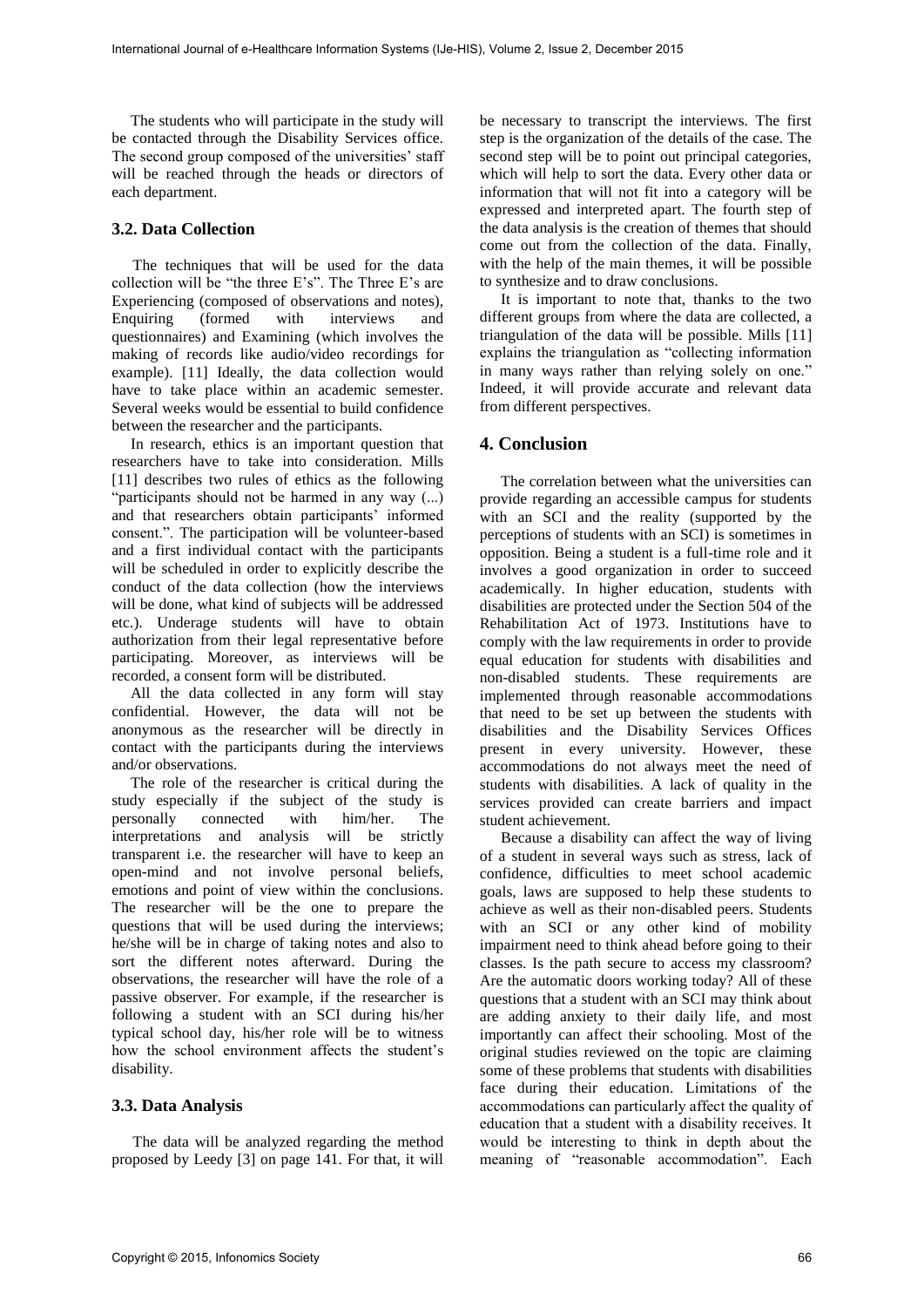The students who will participate in the study will be contacted through the Disability Services office. The second group composed of the universities' staff will be reached through the heads or directors of each department.

### 3.2. Data Collection

The techniques that will be used for the data collection will be "the three E's". The Three E's are Experiencing (composed of observations and notes), Enquiring (formed with interviews and questionnaires) and Examining (which involves the making of records like audio/video recordings for example). [11] Ideally, the data collection would have to take place within an academic semester. Several weeks would be essential to build confidence between the researcher and the participants.

In research, ethics is an important question that researchers have to take into consideration. Mills [11] describes two rules of ethics as the following "participants should not be harmed in any way (...) and that researchers obtain participants' informed consent.". The participation will be volunteer-based and a first individual contact with the participants will be scheduled in order to explicitly describe the conduct of the data collection (how the interviews will be done, what kind of subjects will be addressed etc.). Underage students will have to obtain authorization from their legal representative before participating. Moreover, as interviews will be recorded, a consent form will be distributed.

All the data collected in any form will stay confidential. However, the data will not be anonymous as the researcher will be directly in contact with the participants during the interviews and/or observations.

The role of the researcher is critical during the study especially if the subject of the study is personally connected with him/her. The interpretations and analysis will be strictly transparent i.e. the researcher will have to keep an open-mind and not involve personal beliefs, emotions and point of view within the conclusions. The researcher will be the one to prepare the questions that will be used during the interviews; he/she will be in charge of taking notes and also to sort the different notes afterward. During the observations, the researcher will have the role of a passive observer. For example, if the researcher is following a student with an SCI during his/her typical school day, his/her role will be to witness how the school environment affects the student's disability.

### 3.3. Data Analysis

The data will be analyzed regarding the method proposed by Leedy [3] on page 141. For that, it will be necessary to transcript the interviews. The first step is the organization of the details of the case. The second step will be to point out principal categories, which will help to sort the data. Every other data or information that will not fit into a category will be expressed and interpreted apart. The fourth step of the data analysis is the creation of themes that should come out from the collection of the data. Finally, with the help of the main themes, it will be possible to synthesize and to draw conclusions.

It is important to note that, thanks to the two different groups from where the data are collected, a triangulation of the data will be possible. Mills [11] explains the triangulation as "collecting information in many ways rather than relying solely on one." Indeed, it will provide accurate and relevant data from different perspectives.

## 4. Conclusion

The correlation between what the universities can provide regarding an accessible campus for students with an SCI and the reality (supported by the perceptions of students with an SCI) is sometimes in opposition. Being a student is a full-time role and it involves a good organization in order to succeed academically. In higher education, students with disabilities are protected under the Section 504 of the Rehabilitation Act of 1973. Institutions have to comply with the law requirements in order to provide equal education for students with disabilities and non-disabled students. These requirements are implemented through reasonable accommodations that need to be set up between the students with disabilities and the Disability Services Offices present in every university. However, these accommodations do not always meet the need of students with disabilities. A lack of quality in the services provided can create barriers and impact student achievement.

Because a disability can affect the way of living of a student in several ways such as stress, lack of confidence, difficulties to meet school academic goals, laws are supposed to help these students to achieve as well as their non-disabled peers. Students with an SCI or any other kind of mobility impairment need to think ahead before going to their classes. Is the path secure to access my classroom? Are the automatic doors working today? All of these questions that a student with an SCI may think about are adding anxiety to their daily life, and most importantly can affect their schooling. Most of the original studies reviewed on the topic are claiming some of these problems that students with disabilities face during their education. Limitations of the accommodations can particularly affect the quality of education that a student with a disability receives. It would be interesting to think in depth about the meaning of "reasonable accommodation". Each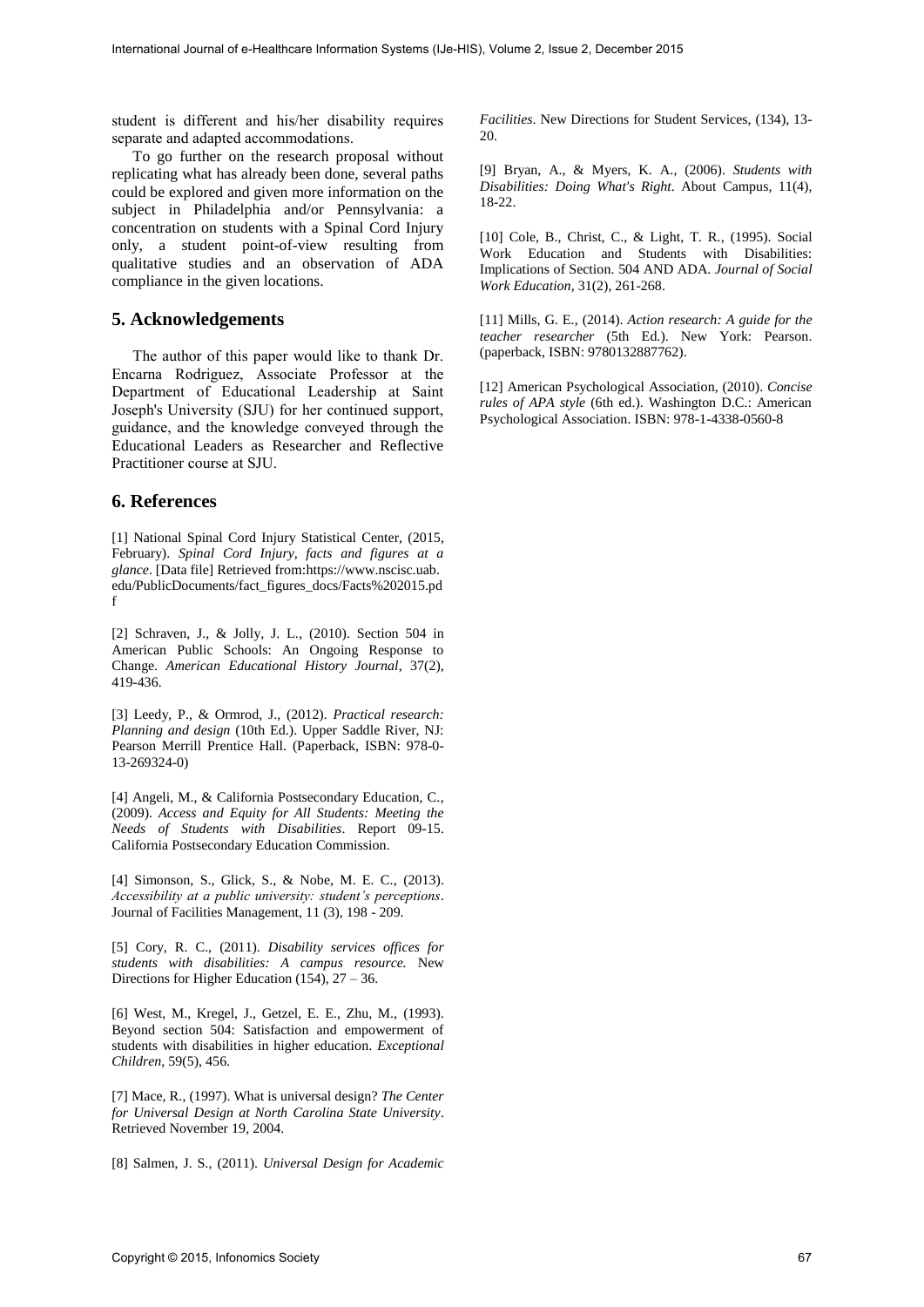student is different and his/her disability requires separate and adapted accommodations.

To go further on the research proposal without replicating what has already been done, several paths could be explored and given more information on the subject in Philadelphia and/or Pennsylvania: a concentration on students with a Spinal Cord Injury only, a student point-of-view resulting from qualitative studies and an observation of ADA compliance in the given locations.

## 5. Acknowledgements

The author of this paper would like to thank Dr. Encarna Rodriguez, Associate Professor at the Department of Educational Leadership at Saint Joseph's University (SJU) for her continued support, guidance, and the knowledge conveyed through the Educational Leaders as Researcher and Reflective Practitioner course at SJU.

## 6. References

[1] National Spinal Cord Injury Statistical Center, (2015, February). *Spinal Cord Injury, facts and figures at a glance*. [Data file] Retrieved from:https://www.nscisc.uab.edu/PublicDocuments/fact_figures_docs/Facts%202015.pdf

[2] Schraven, J., & Jolly, J. L., (2010). Section 504 in American Public Schools: An Ongoing Response to Change. *American Educational History Journal*, 37(2), 419-436.

[3] Leedy, P., & Ormrod, J., (2012). *Practical research: Planning and design* (10th Ed.). Upper Saddle River, NJ: Pearson Merrill Prentice Hall. (Paperback, ISBN: 978-0-13-269324-0)

[4] Angeli, M., & California Postsecondary Education, C., (2009). *Access and Equity for All Students: Meeting the Needs of Students with Disabilities*. Report 09-15. California Postsecondary Education Commission.

[4] Simonson, S., Glick, S., & Nobe, M. E. C., (2013). *Accessibility at a public university: student's perceptions*. Journal of Facilities Management, 11 (3), 198 - 209.

[5] Cory, R. C., (2011). *Disability services offices for students with disabilities: A campus resource.* New Directions for Higher Education (154), 27 – 36.

[6] West, M., Kregel, J., Getzel, E. E., Zhu, M., (1993). Beyond section 504: Satisfaction and empowerment of students with disabilities in higher education. *Exceptional Children*, 59(5), 456.

[7] Mace, R., (1997). What is universal design? *The Center for Universal Design at North Carolina State University*. Retrieved November 19, 2004.

[8] Salmen, J. S., (2011). *Universal Design for Academic Facilities*. New Directions for Student Services, (134), 13-20.

[9] Bryan, A., & Myers, K. A., (2006). *Students with Disabilities: Doing What's Right*. About Campus, 11(4), 18-22.

[10] Cole, B., Christ, C., & Light, T. R., (1995). Social Work Education and Students with Disabilities: Implications of Section. 504 AND ADA. *Journal of Social Work Education*, 31(2), 261-268.

[11] Mills, G. E., (2014). *Action research: A guide for the teacher researcher* (5th Ed.). New York: Pearson. (paperback, ISBN: 9780132887762).

[12] American Psychological Association, (2010). *Concise rules of APA style* (6th ed.). Washington D.C.: American Psychological Association. ISBN: 978-1-4338-0560-8